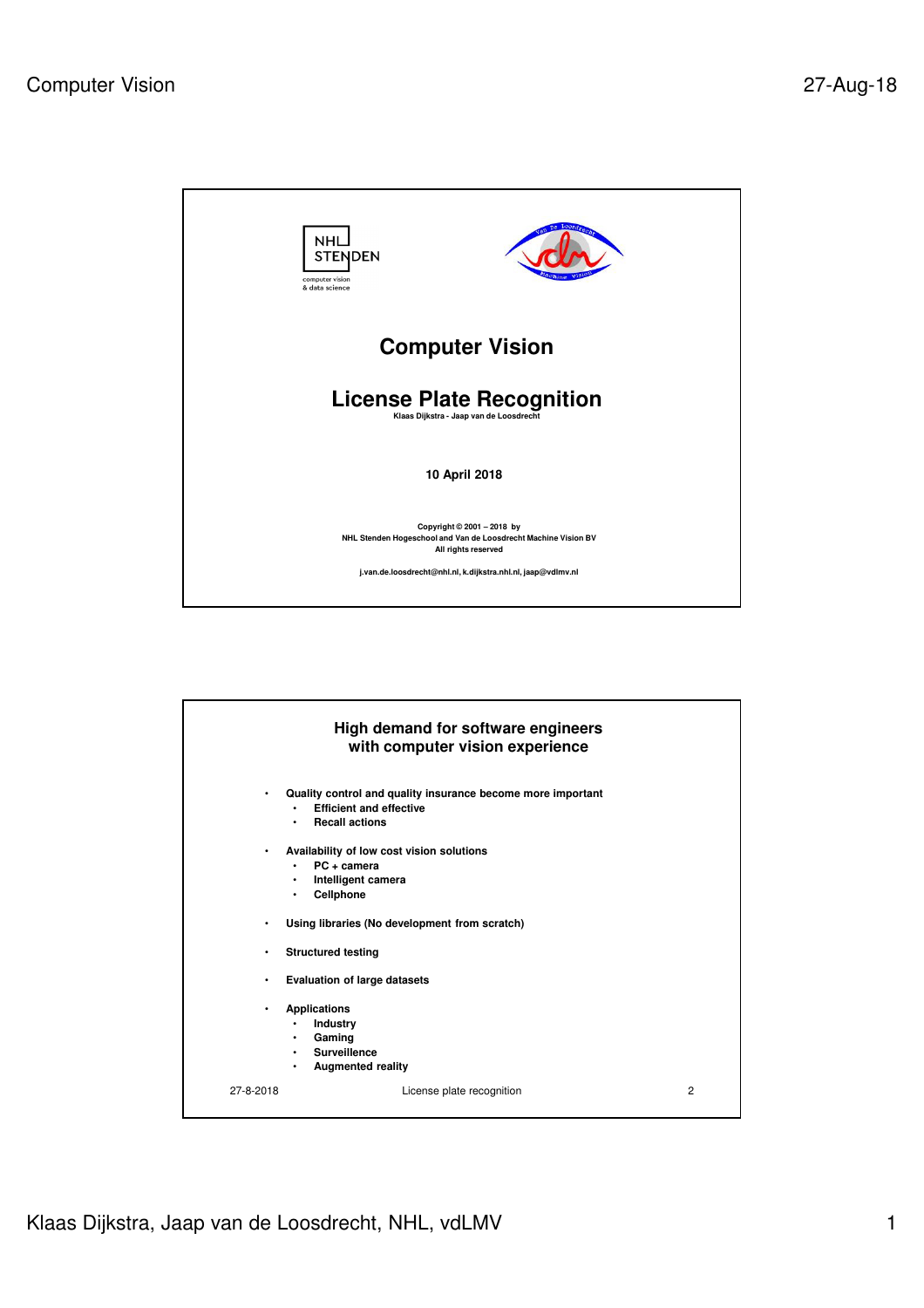# Computer Vision

# License Plate Recognition

Klaas Dijkstra - Jaap van de Loosdrecht

**10 April 2018**

Copyright © 2001 – 2018 by
NHL Stenden Hogeschool and Van de Loosdrecht Machine Vision BV
All rights reserved

j.van.de.loosdrecht@nhl.nl, k.dijkstra.nhl.nl, jaap@vdlmv.nl

## High demand for software engineers with computer vision experience

- Quality control and quality insurance become more important
  - Efficient and effective
  - Recall actions
- Availability of low cost vision solutions
  - PC + camera
  - Intelligent camera
  - Cellphone
- Using libraries (No development from scratch)
- Structured testing
- Evaluation of large datasets
- Applications
  - Industry
  - Gaming
  - Surveillence
  - Augmented reality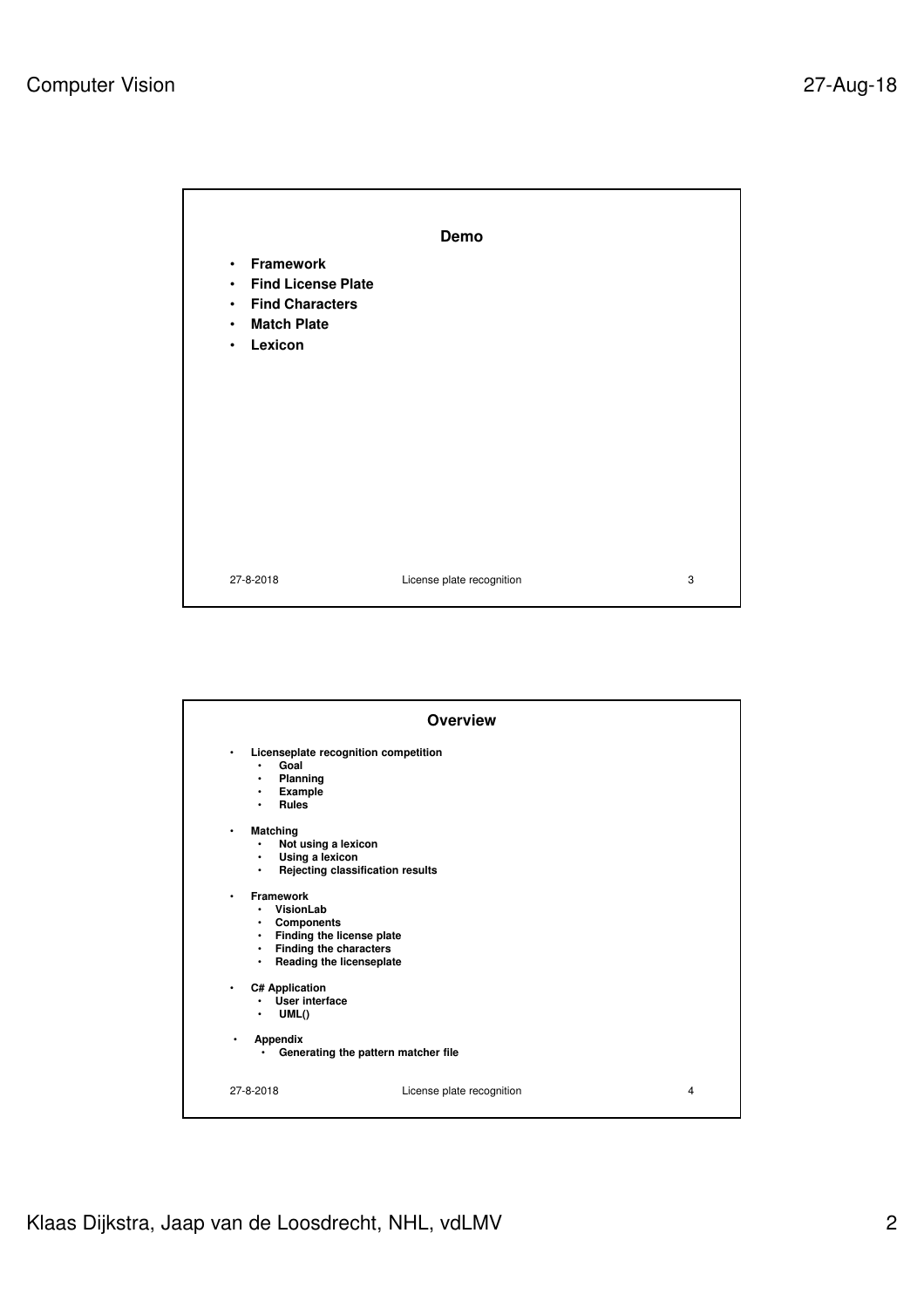## Demo

- Framework
- Find License Plate
- Find Characters
- Match Plate
- Lexicon

## Overview

- Licenseplate recognition competition
  - Goal
  - Planning
  - Example
  - Rules
- Matching
  - Not using a lexicon
  - Using a lexicon
  - Rejecting classification results
- Framework
  - VisionLab
  - Components
  - Finding the license plate
  - Finding the characters
  - Reading the licenseplate
- C# Application
  - User interface
  - UML()
- Appendix
  - Generating the pattern matcher file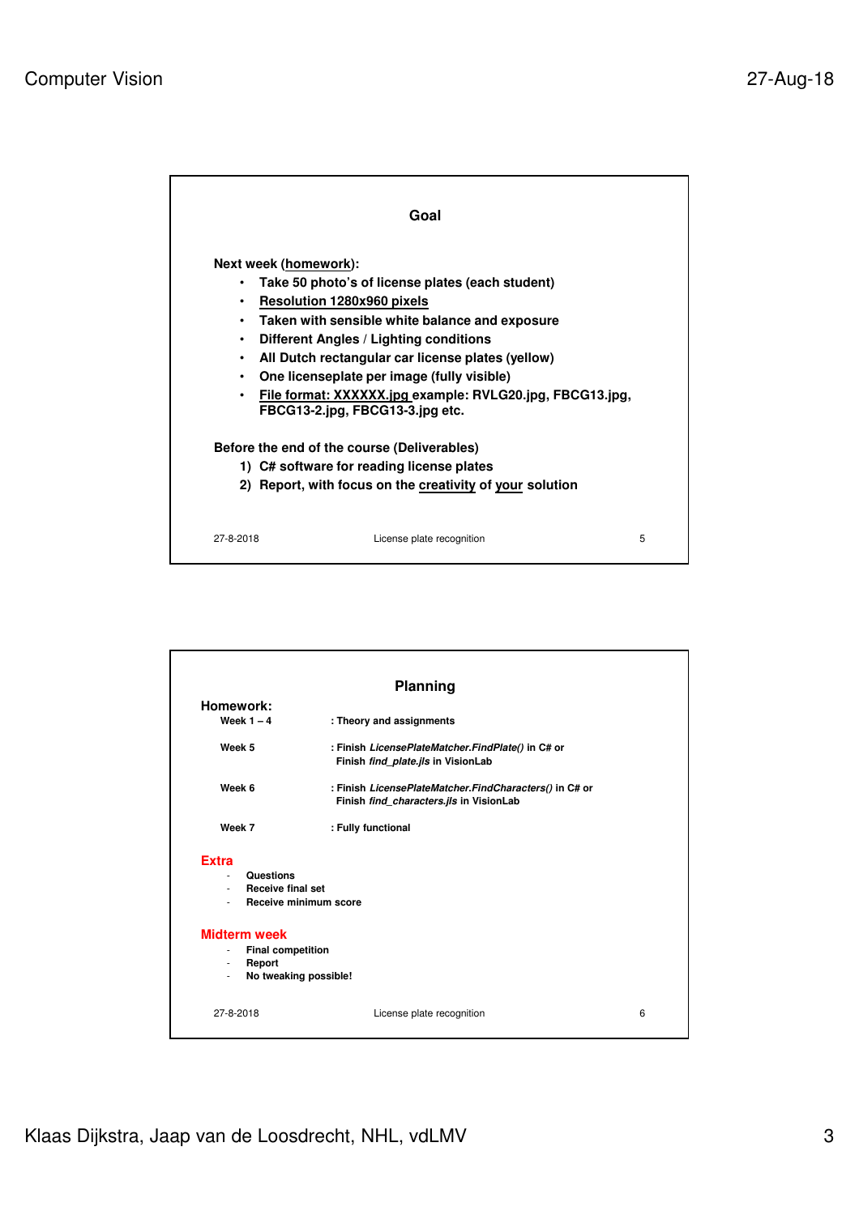## Goal

**Next week (homework):**

- **Take 50 photo's of license plates (each student)**
- **Resolution 1280x960 pixels**
- **Taken with sensible white balance and exposure**
- **Different Angles / Lighting conditions**
- **All Dutch rectangular car license plates (yellow)**
- **One licenseplate per image (fully visible)**
- **File format: XXXXXX.jpg example: RVLG20.jpg, FBCG13.jpg, FBCG13-2.jpg, FBCG13-3.jpg etc.**

**Before the end of the course (Deliverables)**

1) **C# software for reading license plates**
2) **Report, with focus on the creativity of your solution**

27-8-2018 License plate recognition 5

## Planning

**Homework:**

| | |
|---|---|
| **Week 1 – 4** | **: Theory and assignments** |
| **Week 5** | **: Finish *LicensePlateMatcher.FindPlate()* in C# or Finish *find_plate.jls* in VisionLab** |
| **Week 6** | **: Finish *LicensePlateMatcher.FindCharacters()* in C# or Finish *find_characters.jls* in VisionLab** |
| **Week 7** | **: Fully functional** |

**Extra**

- **Questions**
- **Receive final set**
- **Receive minimum score**

**Midterm week**

- **Final competition**
- **Report**
- **No tweaking possible!**

27-8-2018 License plate recognition 6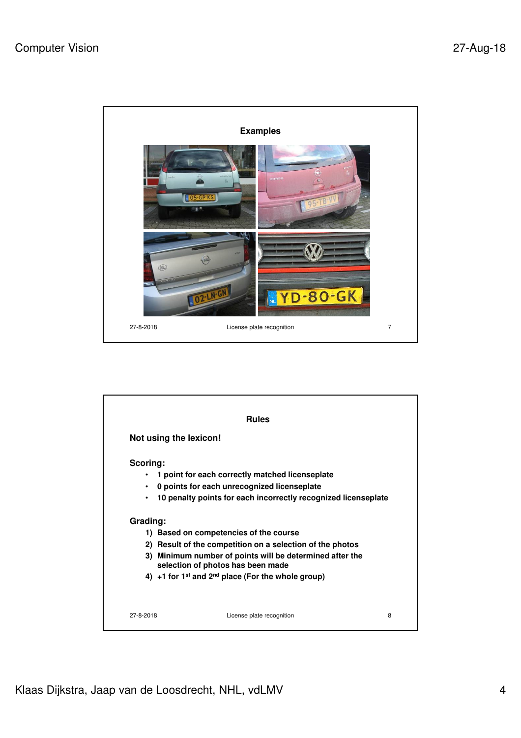## Examples

## Rules

**Not using the lexicon!**

**Scoring:**

- **1 point for each correctly matched licenseplate**
- **0 points for each unrecognized licenseplate**
- **10 penalty points for each incorrectly recognized licenseplate**

**Grading:**

1) **Based on competencies of the course**
2) **Result of the competition on a selection of the photos**
3) **Minimum number of points will be determined after the selection of photos has been made**
4) **+1 for 1st and 2nd place (For the whole group)**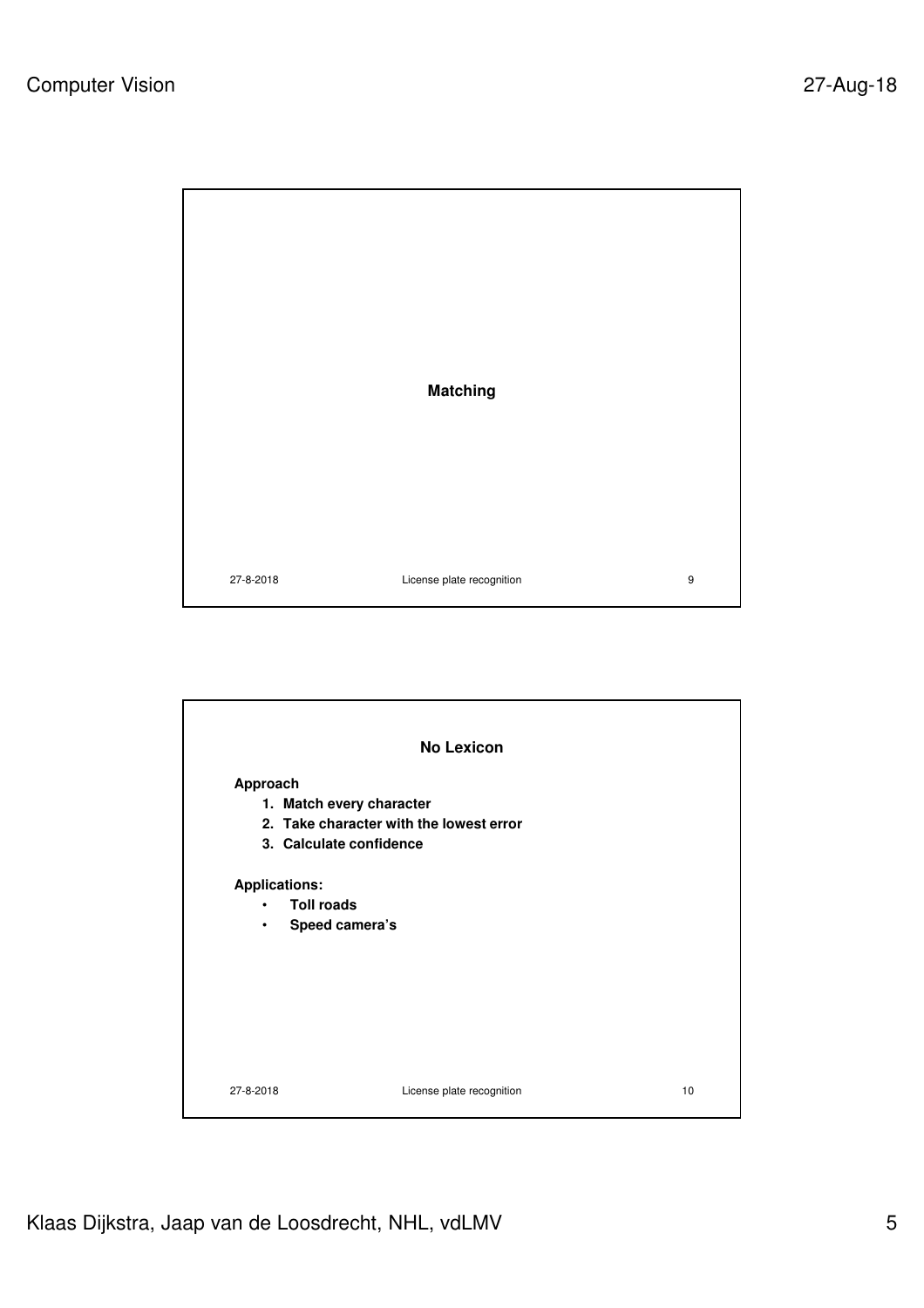## Matching

## No Lexicon

**Approach**

1. **Match every character**
2. **Take character with the lowest error**
3. **Calculate confidence**

**Applications:**

- **Toll roads**
- **Speed camera's**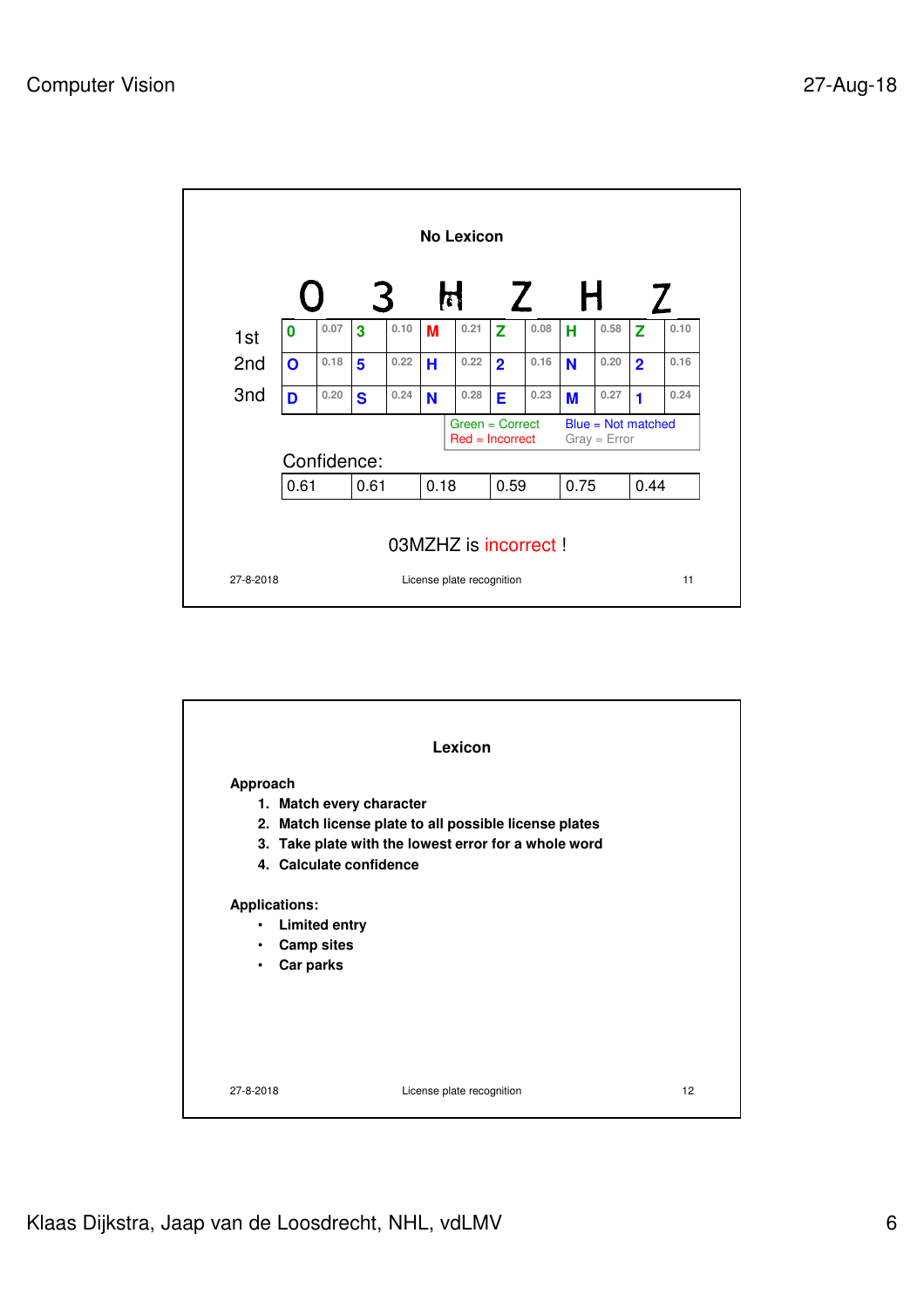## No Lexicon

| | O | | 3 | | H | | Z | | H | | Z | |
|---|---|---|---|---|---|---|---|---|---|---|---|---|
| 1st | 0 | 0.07 | 3 | 0.10 | M | 0.21 | Z | 0.08 | H | 0.58 | Z | 0.10 |
| 2nd | O | 0.18 | 5 | 0.22 | H | 0.22 | 2 | 0.16 | N | 0.20 | 2 | 0.16 |
| 3nd | D | 0.20 | S | 0.24 | N | 0.28 | E | 0.23 | M | 0.27 | 1 | 0.24 |

Green = Correct
Red = Incorrect
Blue = Not matched
Gray = Error

Confidence:

| 0.61 | 0.61 | 0.18 | 0.59 | 0.75 | 0.44 |
|---|---|---|---|---|---|

03MZHZ is incorrect !

27-8-2018 License plate recognition 11

## Lexicon

**Approach**

1. **Match every character**
2. **Match license plate to all possible license plates**
3. **Take plate with the lowest error for a whole word**
4. **Calculate confidence**

**Applications:**

- **Limited entry**
- **Camp sites**
- **Car parks**

27-8-2018 License plate recognition 12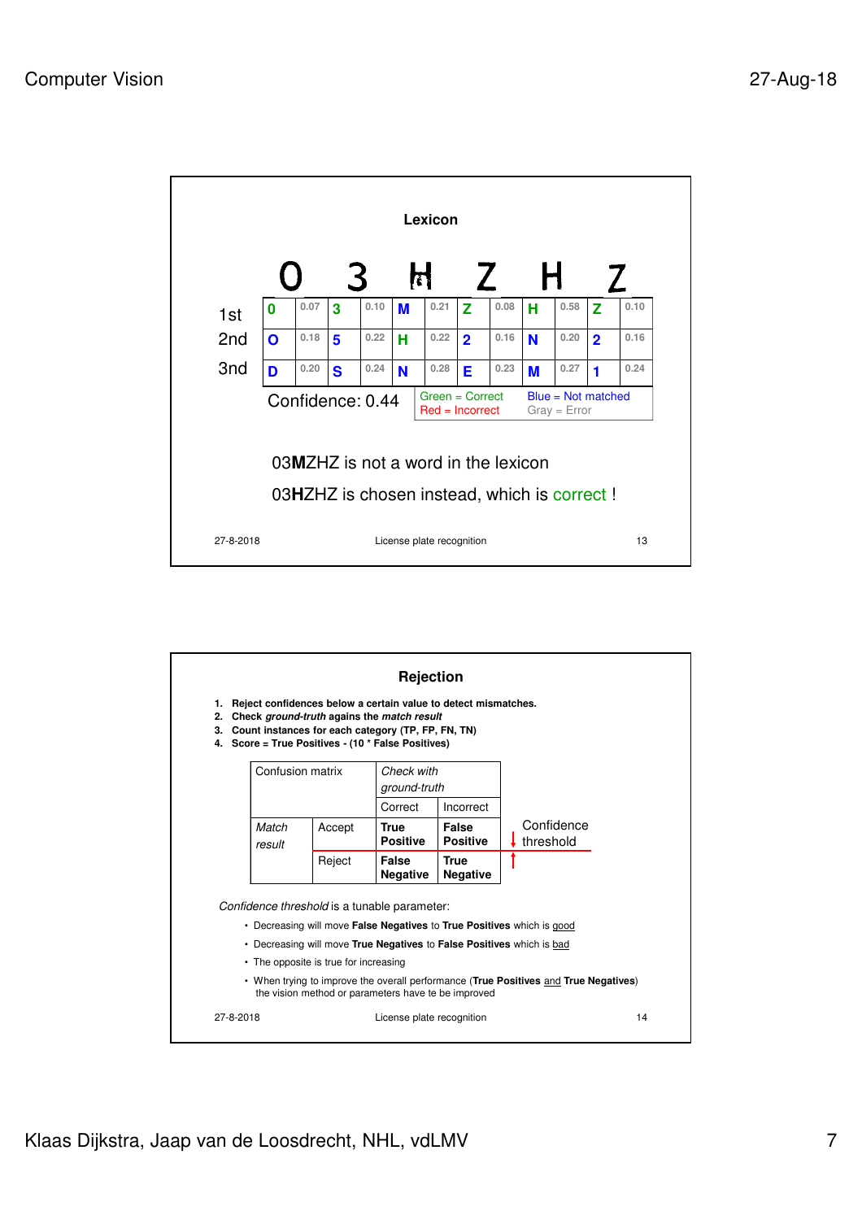## Lexicon

| | 0 | | 3 | | H | | Z | | H | | Z | |
|---|---|---|---|---|---|---|---|---|---|---|---|---|
| 1st | 0 | 0.07 | 3 | 0.10 | M | 0.21 | Z | 0.08 | H | 0.58 | Z | 0.10 |
| 2nd | O | 0.18 | 5 | 0.22 | H | 0.22 | 2 | 0.16 | N | 0.20 | 2 | 0.16 |
| 3nd | D | 0.20 | S | 0.24 | N | 0.28 | E | 0.23 | M | 0.27 | 1 | 0.24 |

Confidence: 0.44

Green = Correct, Red = Incorrect, Blue = Not matched, Gray = Error

03**M**ZHZ is not a word in the lexicon

03**H**ZHZ is chosen instead, which is correct !

27-8-2018 License plate recognition 13

## Rejection

1. **Reject confidences below a certain value to detect mismatches.**
2. **Check *ground-truth* agains the *match result***
3. **Count instances for each category (TP, FP, FN, TN)**
4. **Score = True Positives - (10 * False Positives)**

| Confusion matrix | | *Check with ground-truth* | |
|---|---|---|---|
| | | Correct | Incorrect |
| *Match result* | Accept | **True Positive** | **False Positive** |
| | Reject | **False Negative** | **True Negative** |

Confidence threshold

*Confidence threshold* is a tunable parameter:

- Decreasing will move **False Negatives** to **True Positives** which is good
- Decreasing will move **True Negatives** to **False Positives** which is bad
- The opposite is true for increasing
- When trying to improve the overall performance (**True Positives** and **True Negatives**) the vision method or parameters have te be improved

27-8-2018 License plate recognition 14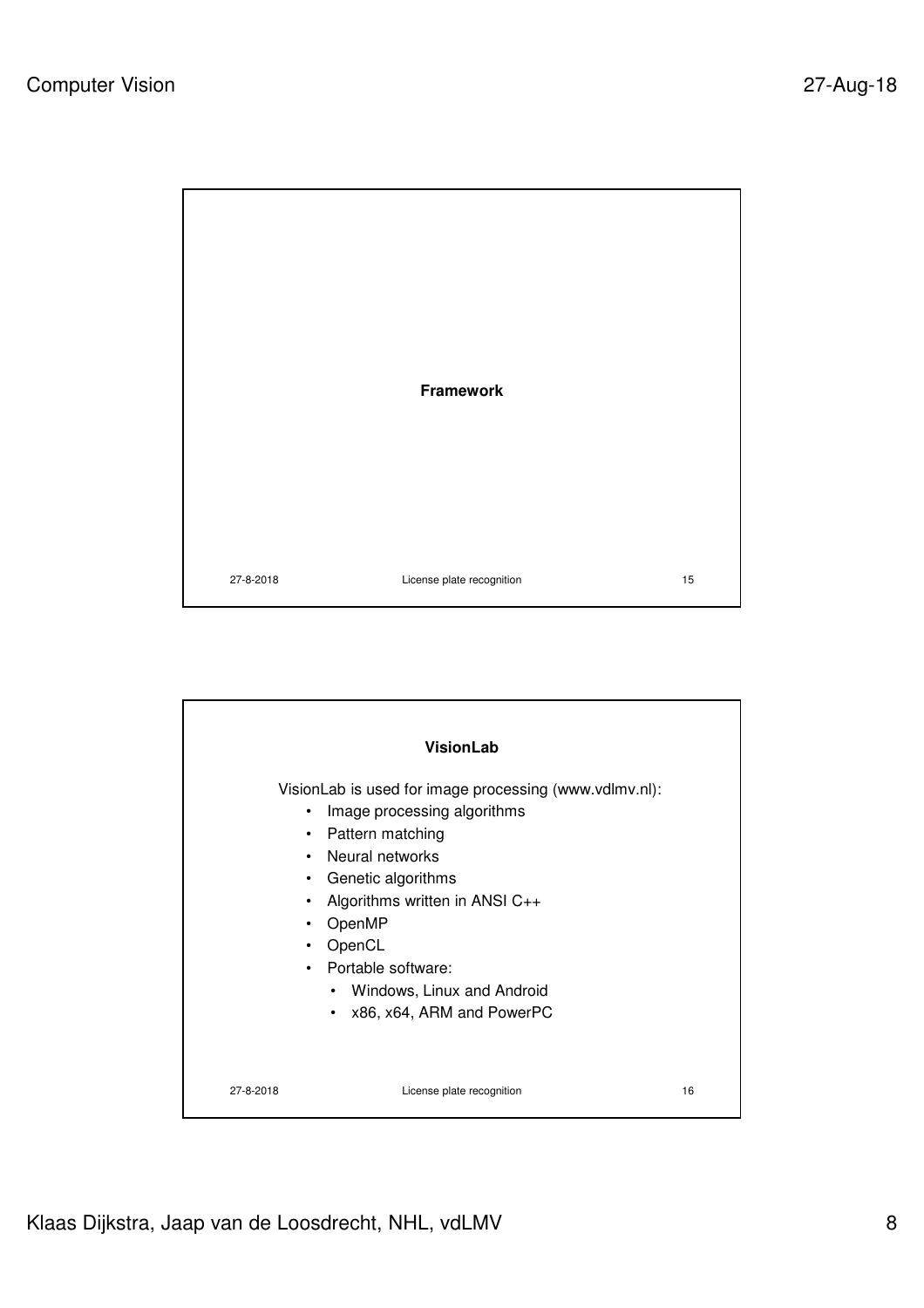## Framework

## VisionLab

VisionLab is used for image processing (www.vdlmv.nl):

- Image processing algorithms
- Pattern matching
- Neural networks
- Genetic algorithms
- Algorithms written in ANSI C++
- OpenMP
- OpenCL
- Portable software:
  - Windows, Linux and Android
  - x86, x64, ARM and PowerPC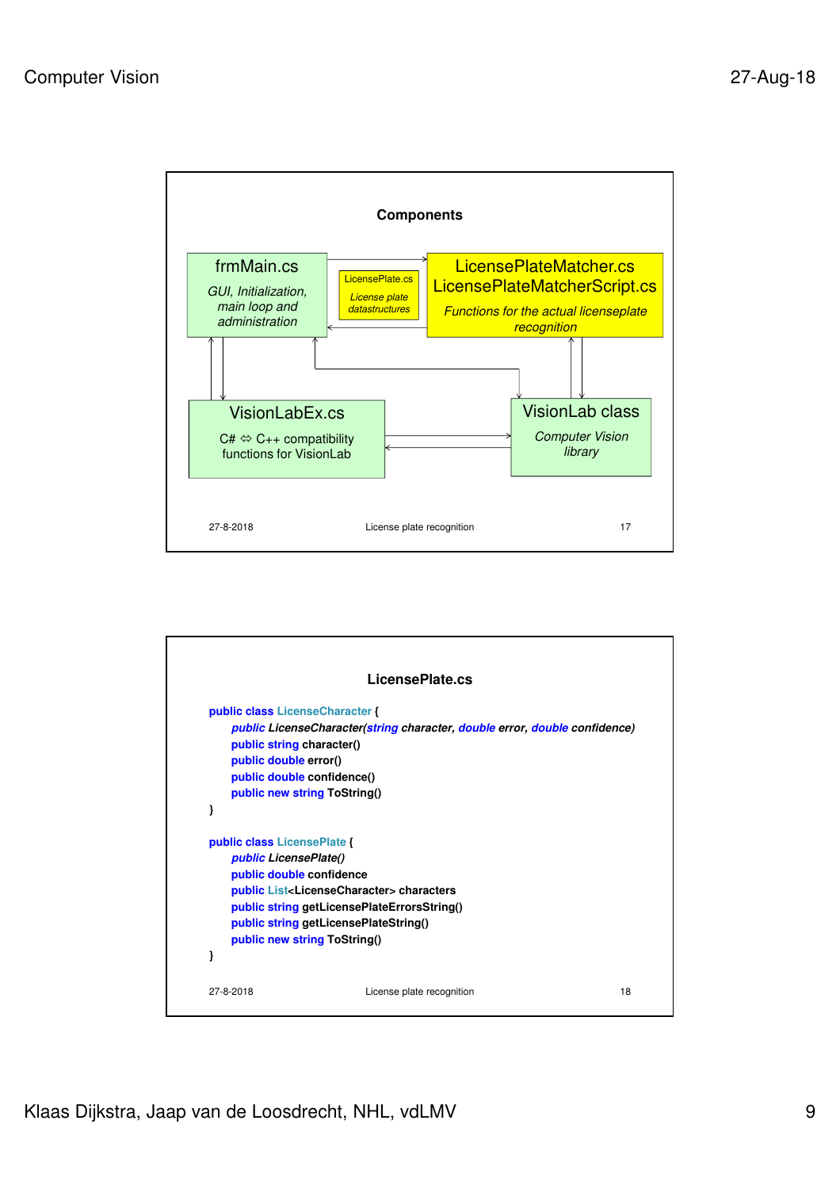## Components

**frmMain.cs**
*GUI, Initialization, main loop and administration*

**LicensePlate.cs**
*License plate datastructures*

**LicensePlateMatcher.cs**
**LicensePlateMatcherScript.cs**
*Functions for the actual licenseplate recognition*

**VisionLabEx.cs**
C# ⇔ C++ compatibility functions for VisionLab

**VisionLab class**
*Computer Vision library*

27-8-2018 License plate recognition 17

## LicensePlate.cs

```
public class LicenseCharacter {
    public LicenseCharacter(string character, double error, double confidence)
    public string character()
    public double error()
    public double confidence()
    public new string ToString()
}

public class LicensePlate {
    public LicensePlate()
    public double confidence
    public List<LicenseCharacter> characters
    public string getLicensePlateErrorsString()
    public string getLicensePlateString()
    public new string ToString()
}
```

27-8-2018 License plate recognition 18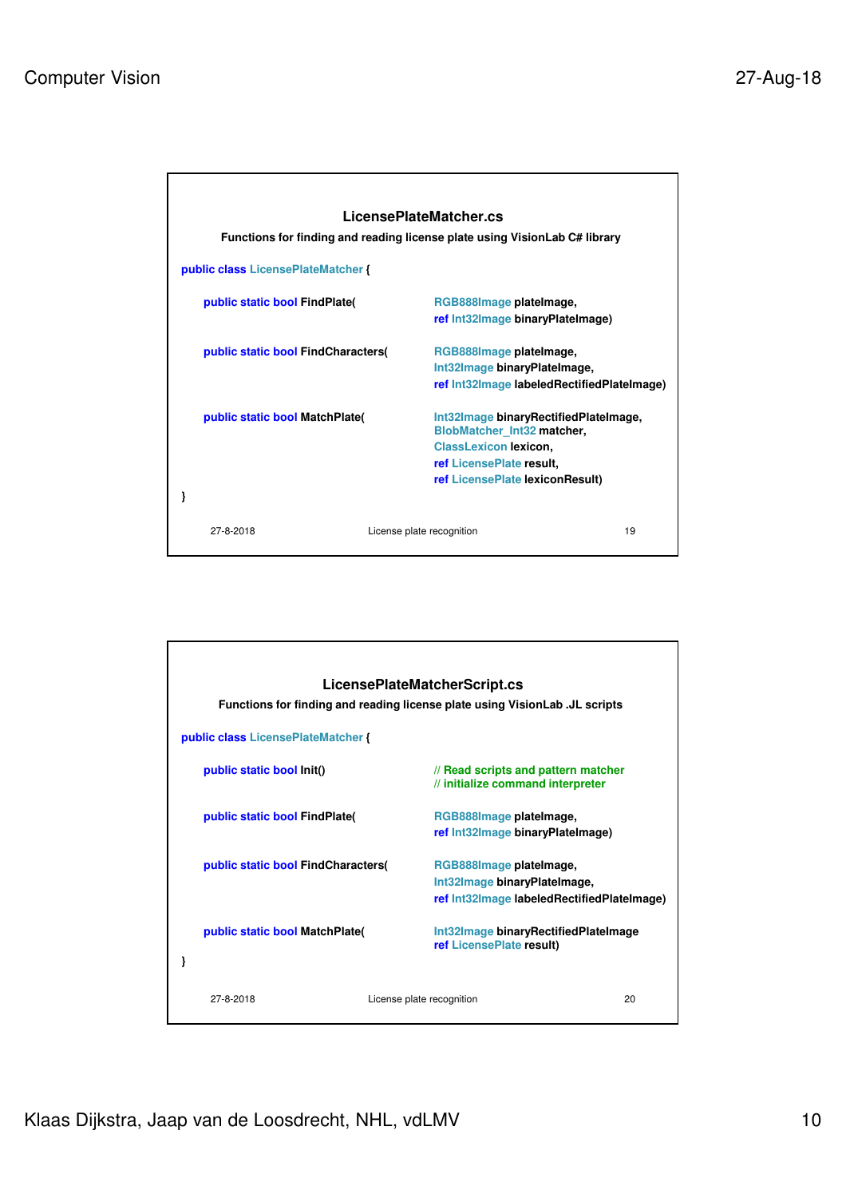## LicensePlateMatcher.cs

**Functions for finding and reading license plate using VisionLab C# library**

```
public class LicensePlateMatcher {

    public static bool FindPlate(          RGB888Image plateImage,
                                           ref Int32Image binaryPlateImage)

    public static bool FindCharacters(     RGB888Image plateImage,
                                           Int32Image binaryPlateImage,
                                           ref Int32Image labeledRectifiedPlateImage)

    public static bool MatchPlate(         Int32Image binaryRectifiedPlateImage,
                                           BlobMatcher_Int32 matcher,
                                           ClassLexicon lexicon,
                                           ref LicensePlate result,
                                           ref LicensePlate lexiconResult)
}
```

27-8-2018 License plate recognition 19

## LicensePlateMatcherScript.cs

**Functions for finding and reading license plate using VisionLab .JL scripts**

```
public class LicensePlateMatcher {

    public static bool Init()              // Read scripts and pattern matcher
                                           // initialize command interpreter

    public static bool FindPlate(          RGB888Image plateImage,
                                           ref Int32Image binaryPlateImage)

    public static bool FindCharacters(     RGB888Image plateImage,
                                           Int32Image binaryPlateImage,
                                           ref Int32Image labeledRectifiedPlateImage)

    public static bool MatchPlate(         Int32Image binaryRectifiedPlateImage
                                           ref LicensePlate result)
}
```

27-8-2018 License plate recognition 20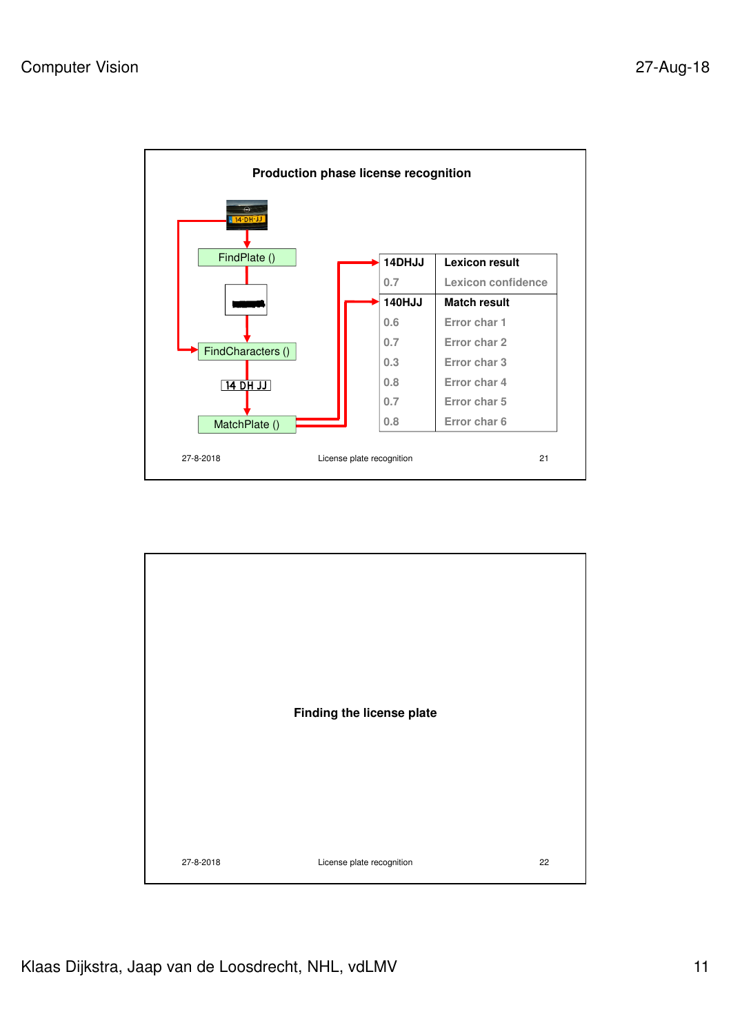## Production phase license recognition

FindPlate ()

FindCharacters ()

14 DH JJ

MatchPlate ()

| 14DHJJ | Lexicon result |
|---|---|
| 0.7 | Lexicon confidence |
| 140HJJ | Match result |
| 0.6 | Error char 1 |
| 0.7 | Error char 2 |
| 0.3 | Error char 3 |
| 0.8 | Error char 4 |
| 0.7 | Error char 5 |
| 0.8 | Error char 6 |

## Finding the license plate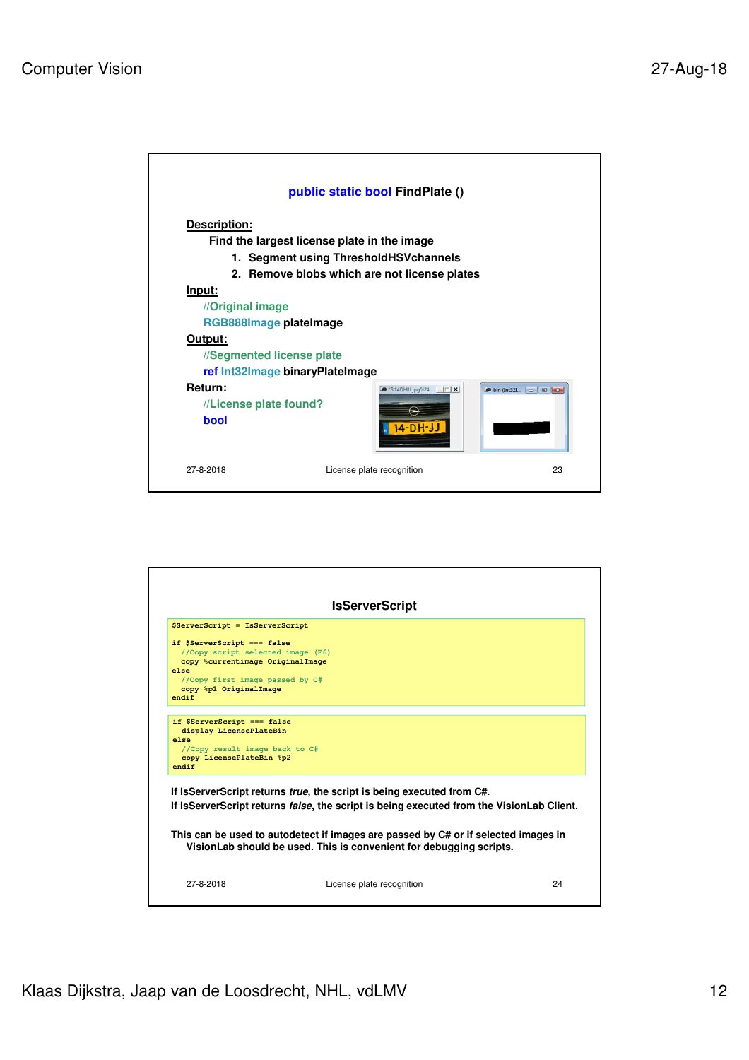## public static bool FindPlate ()

**Description:**

Find the largest license plate in the image

1. Segment using ThresholdHSVchannels
2. Remove blobs which are not license plates

**Input:**

//Original image
RGB888Image plateImage

**Output:**

//Segmented license plate
ref Int32Image binaryPlateImage

**Return:**

//License plate found?
bool

27-8-2018 License plate recognition 23

## IsServerScript

```
$ServerScript = IsServerScript

if $ServerScript === false
  //Copy script selected image (F6)
  copy %currentimage OriginalImage
else
  //Copy first image passed by C#
  copy %p1 OriginalImage
endif
```

```
if $ServerScript === false
  display LicensePlateBin
else
  //Copy result image back to C#
  copy LicensePlateBin %p2
endif
```

If IsServerScript returns *true*, the script is being executed from C#.
If IsServerScript returns *false*, the script is being executed from the VisionLab Client.

This can be used to autodetect if images are passed by C# or if selected images in VisionLab should be used. This is convenient for debugging scripts.

27-8-2018 License plate recognition 24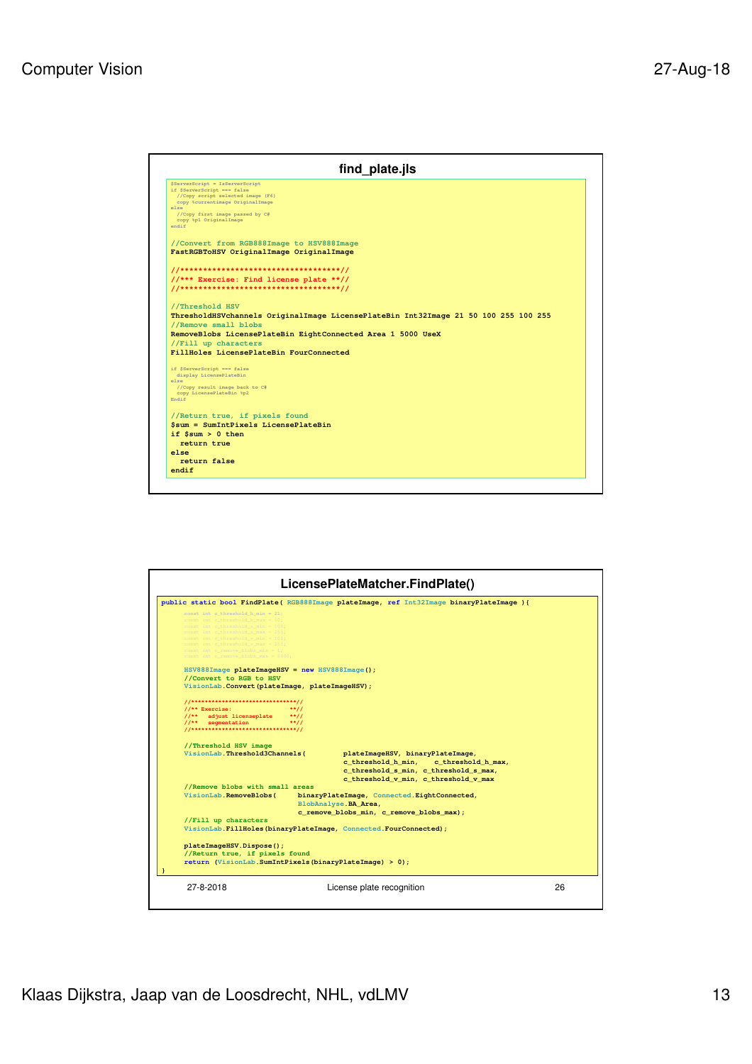## find_plate.jls

```
$ServerScript = IsServerScript
if $ServerScript === false
  //Copy script selected image (F6)
  copy %currentimage OriginalImage
else
  //Copy first image passed by C#
  copy %p1 OriginalImage
endif

//Convert from RGB888Image to HSV888Image
FastRGBToHSV OriginalImage OriginalImage

//************************************//
//*** Exercise: Find license plate **//
//************************************//

//Threshold HSV
ThresholdHSVchannels OriginalImage LicensePlateBin Int32Image 21 50 100 255 100 255
//Remove small blobs
RemoveBlobs LicensePlateBin EightConnected Area 1 5000 UseX
//Fill up characters
FillHoles LicensePlateBin FourConnected

if $ServerScript === false
  display LicensePlateBin
else
  //Copy result image back to C#
  copy LicensePlateBin %p2
Endif

//Return true, if pixels found
$sum = SumIntPixels LicensePlateBin
if $sum > 0 then
  return true
else
  return false
endif
```

## LicensePlateMatcher.FindPlate()

```
public static bool FindPlate( RGB888Image plateImage, ref Int32Image binaryPlateImage ){

      const int c_threshold_h_min = 21;
      const int c_threshold_h_max = 50;
      const int c_threshold_s_min = 100;
      const int c_threshold_s_max = 255;
      const int c_threshold_v_min = 100;
      const int c_threshold_v_max = 255;
      const int c_remove_blobs_min = 1;
      const int c_remove_blobs_max = 5000;

      HSV888Image plateImageHSV = new HSV888Image();
      //Convert to RGB to HSV
      VisionLab.Convert(plateImage, plateImageHSV);

      //*******************************//
      //** Exercise:                 **//
      //**   adjust licenseplate     **//
      //**   segmentation            **//
      //*******************************//

      //Threshold HSV image
      VisionLab.Threshold3Channels(        plateImageHSV, binaryPlateImage,
                                           c_threshold_h_min,   c_threshold_h_max,
                                           c_threshold_s_min, c_threshold_s_max,
                                           c_threshold_v_min, c_threshold_v_max);
      //Remove blobs with small areas
      VisionLab.RemoveBlobs(     binaryPlateImage, Connected.EightConnected,
                                 BlobAnalyse.BA_Area,
                                 c_remove_blobs_min, c_remove_blobs_max);
      //Fill up characters
      VisionLab.FillHoles(binaryPlateImage, Connected.FourConnected);

      plateImageHSV.Dispose();
      //Return true, if pixels found
      return (VisionLab.SumIntPixels(binaryPlateImage) > 0);
}
```

27-8-2018 License plate recognition 26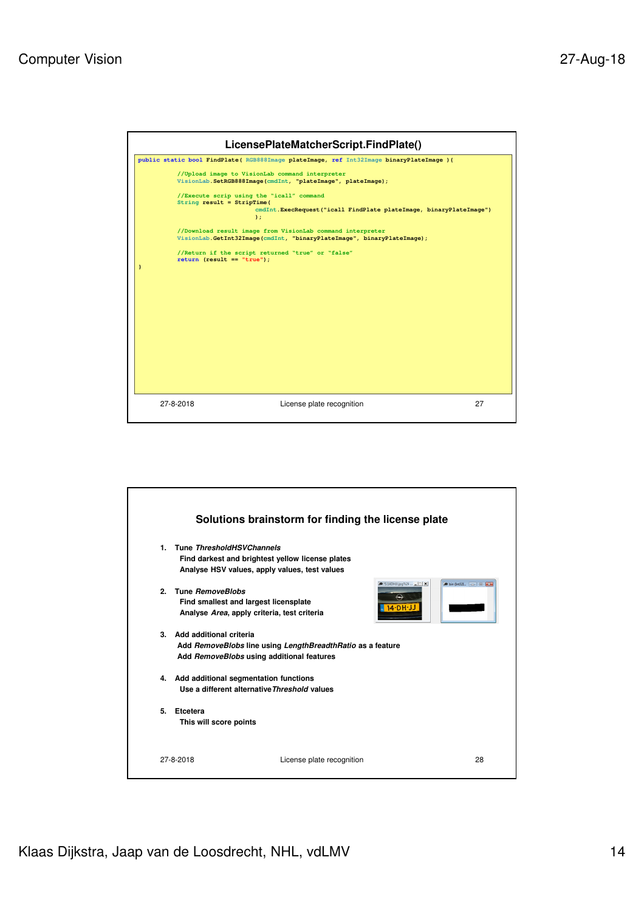## LicensePlateMatcherScript.FindPlate()

```
public static bool FindPlate( RGB888Image plateImage, ref Int32Image binaryPlateImage ){

          //Upload image to VisionLab command interpreter
          VisionLab.SetRGB888Image(cmdInt, "plateImage", plateImage);

          //Execute scrip using the "icall" command
          String result = StripTime(
                                cmdInt.ExecRequest("icall FindPlate plateImage, binaryPlateImage")
                                );

          //Download result image from VisionLab command interpreter
          VisionLab.GetInt32Image(cmdInt, "binaryPlateImage", binaryPlateImage);

          //Return if the script returned "true" or "false"
          return (result == "true");
}
```

27-8-2018 License plate recognition 27

## Solutions brainstorm for finding the license plate

1. **Tune *ThresholdHSVChannels***
   **Find darkest and brightest yellow license plates**
   **Analyse HSV values, apply values, test values**

2. **Tune *RemoveBlobs***
   **Find smallest and largest licensplate**
   **Analyse *Area*, apply criteria, test criteria**

3. **Add additional criteria**
   **Add *RemoveBlobs* line using *LengthBreadthRatio* as a feature**
   **Add *RemoveBlobs* using additional features**

4. **Add additional segmentation functions**
   **Use a different alternative *Threshold* values**

5. **Etcetera**
   **This will score points**

27-8-2018 License plate recognition 28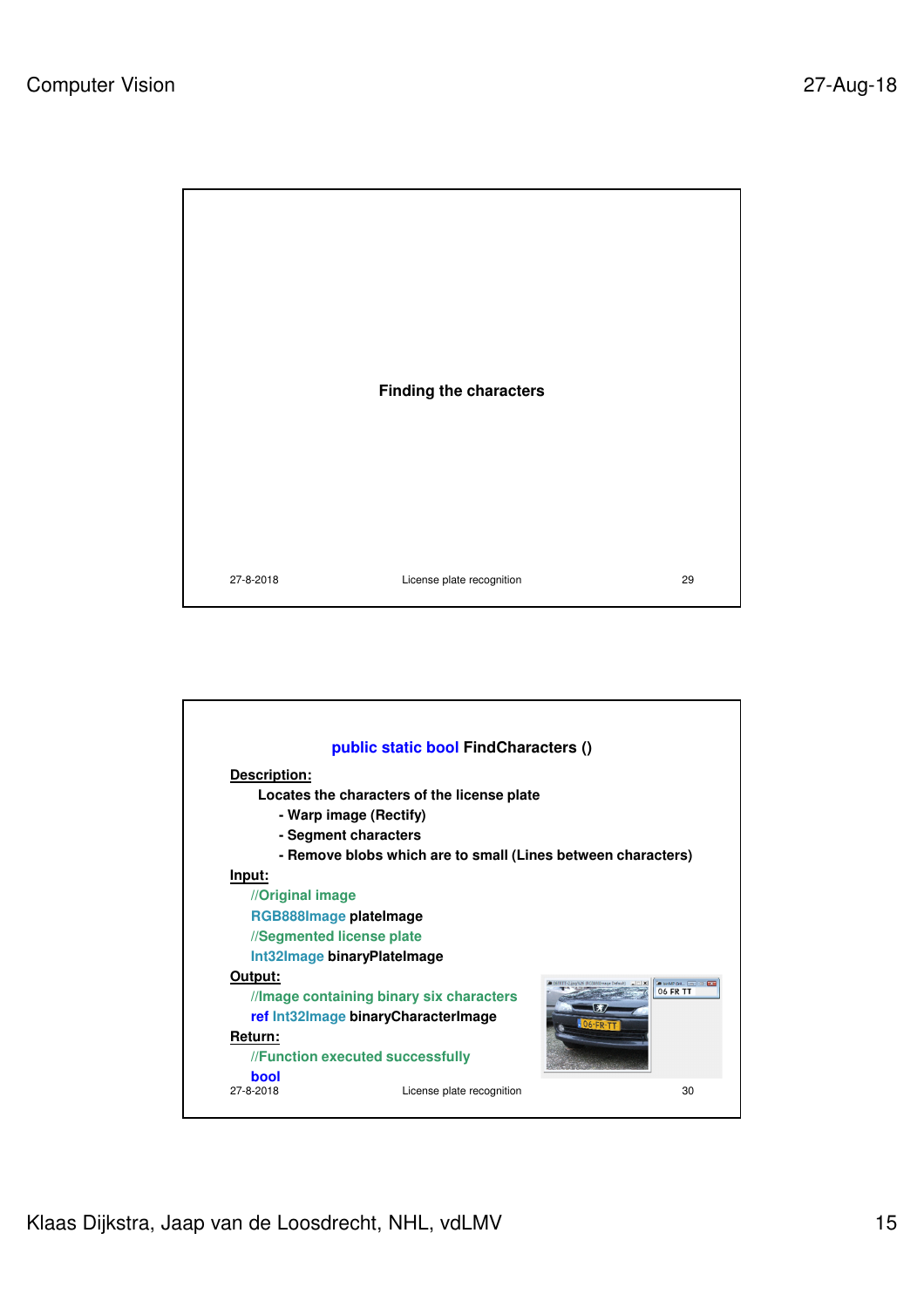## Finding the characters

27-8-2018 License plate recognition 29

---

### public static bool FindCharacters ()

**Description:**

Locates the characters of the license plate

- Warp image (Rectify)
- Segment characters
- Remove blobs which are to small (Lines between characters)

**Input:**

```
//Original image
RGB888Image plateImage
//Segmented license plate
Int32Image binaryPlateImage
```

**Output:**

```
//Image containing binary six characters
ref Int32Image binaryCharacterImage
```

**Return:**

```
//Function executed successfully
bool
```

27-8-2018 License plate recognition 30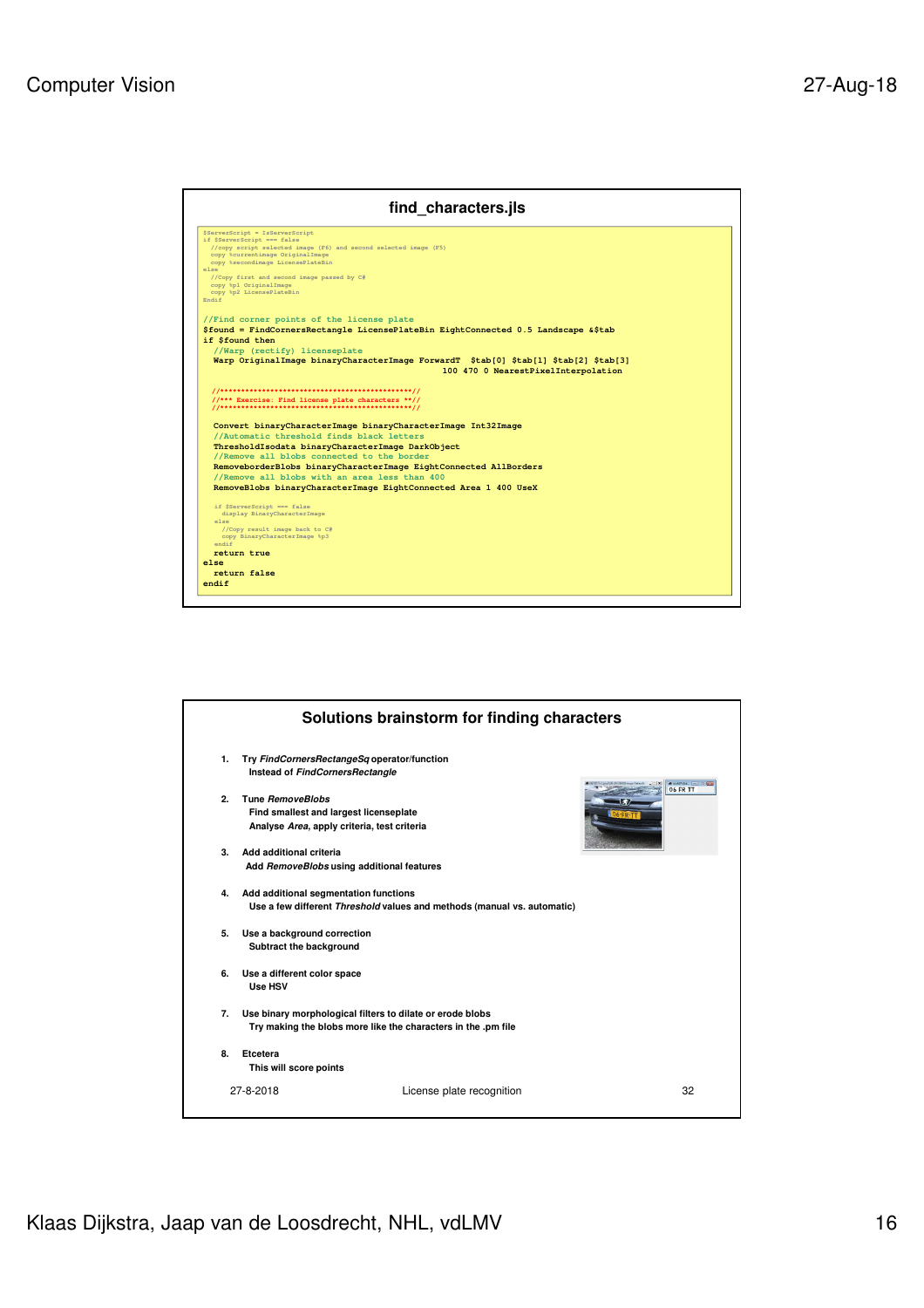## find_characters.jls

```
$ServerScript = IsServerScript
if $ServerScript === false
  //copy script selected image (F6) and second selected image (F5)
  copy %currentimage OriginalImage
  copy %secondimage LicensePlateBin
else
  //Copy first and second image passed by C#
  copy %p1 OriginalImage
  copy %p2 LicensePlateBin
Endif

//Find corner points of the license plate
$found = FindCornersRectangle LicensePlateBin EightConnected 0.5 Landscape &$tab
if $found then
  //Warp (rectify) licenseplate
  Warp OriginalImage binaryCharacterImage ForwardT  $tab[0] $tab[1] $tab[2] $tab[3]
                                          100 470 0 NearestPixelInterpolation

  //***********************************************//
  //*** Exercise: Find license plate characters **//
  //***********************************************//

  Convert binaryCharacterImage binaryCharacterImage Int32Image
  //Automatic threshold finds black letters
  ThresholdIsodata binaryCharacterImage DarkObject
  //Remove all blobs connected to the border
  RemoveborderBlobs binaryCharacterImage EightConnected AllBorders
  //Remove all blobs with an area less than 400
  RemoveBlobs binaryCharacterImage EightConnected Area 1 400 UseX

  if $ServerScript === false
    display BinaryCharacterImage
  else
    //Copy result image back to C#
    copy BinaryCharacterImage %p3
  endif
  return true
else
  return false
endif
```

## Solutions brainstorm for finding characters

1. **Try *FindCornersRectangleSq* operator/function**
   **Instead of *FindCornersRectangle***

2. **Tune *RemoveBlobs***
   **Find smallest and largest licenseplate**
   **Analyse *Area*, apply criteria, test criteria**

3. **Add additional criteria**
   **Add *RemoveBlobs* using additional features**

4. **Add additional segmentation functions**
   **Use a few different *Threshold* values and methods (manual vs. automatic)**

5. **Use a background correction**
   **Subtract the background**

6. **Use a different color space**
   **Use HSV**

7. **Use binary morphological filters to dilate or erode blobs**
   **Try making the blobs more like the characters in the .pm file**

8. **Etcetera**
   **This will score points**

27-8-2018 License plate recognition 32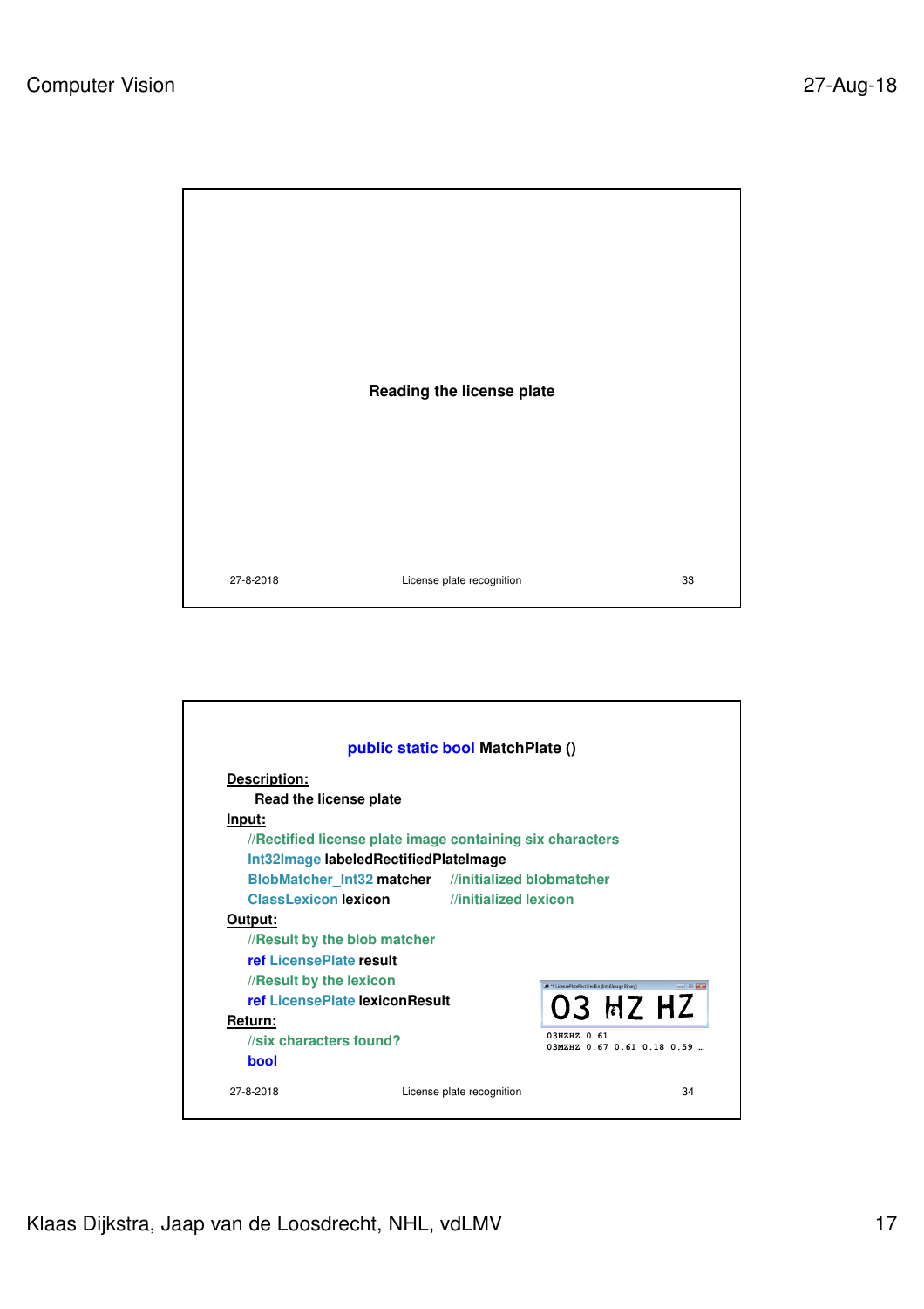## Reading the license plate

## public static bool MatchPlate ()

**Description:**

Read the license plate

**Input:**

```
//Rectified license plate image containing six characters
Int32Image labeledRectifiedPlateImage
BlobMatcher_Int32 matcher     //initialized blobmatcher
ClassLexicon lexicon          //initialized lexicon
```

**Output:**

```
//Result by the blob matcher
ref LicensePlate result
//Result by the lexicon
ref LicensePlate lexiconResult
```

**Return:**

```
//six characters found?
bool
```

```
03HZHZ 0.61
03MZHZ 0.67 0.61 0.18 0.59 …
```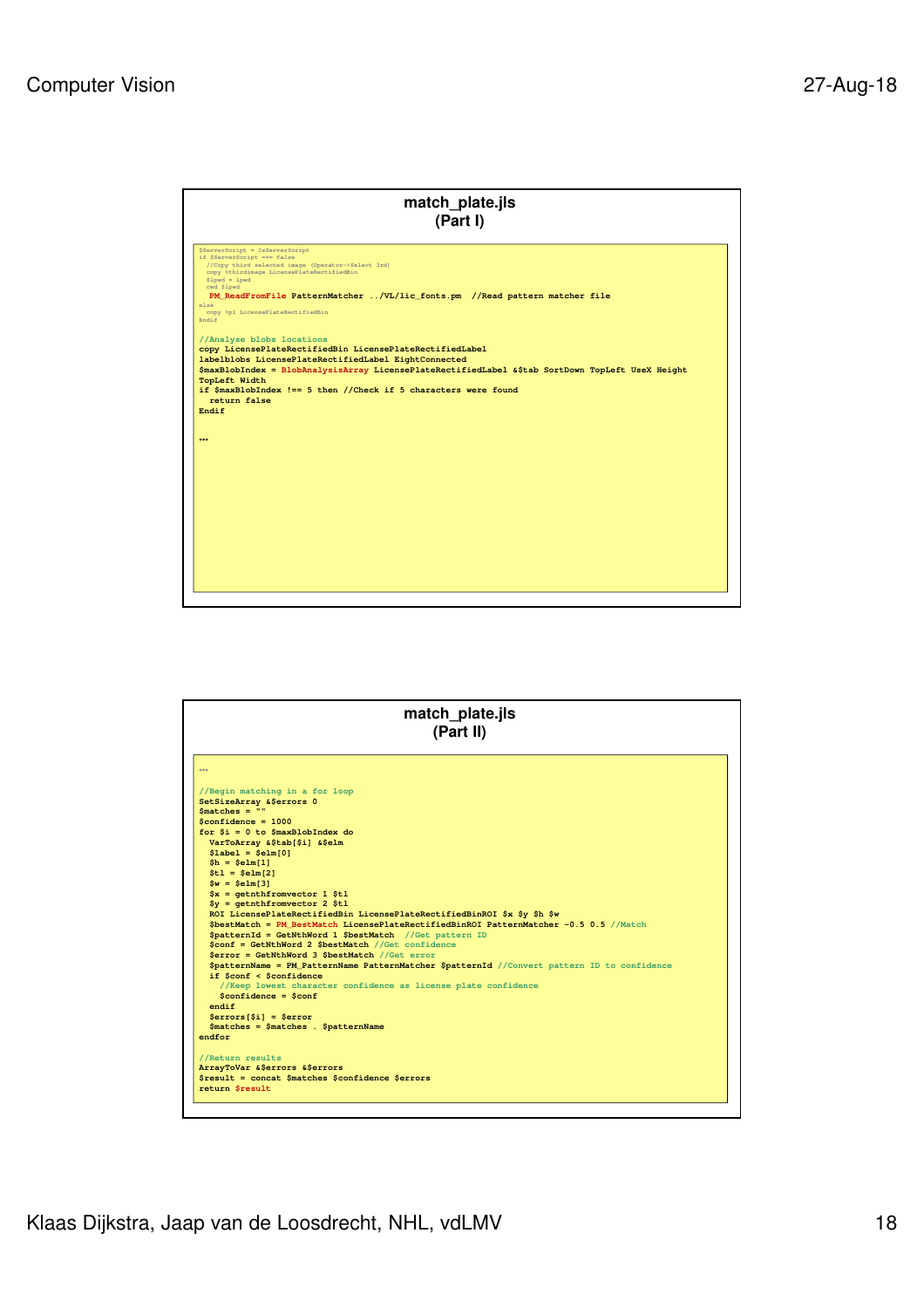## match_plate.jls (Part I)

```
$ServerScript = IsServerScript
if $ServerScript === false
  //Copy third selected image (Operator->Select 3rd)
  copy %thirdimage LicensePlateRectifiedBin
  $lpwd = lpwd
  cwd $lpwd
  PM_ReadFromFile PatternMatcher ../VL/lic_fonts.pm  //Read pattern matcher file
else
  copy %p1 LicensePlateRectifiedBin
Endif

//Analyse blobs locations
copy LicensePlateRectifiedBin LicensePlateRectifiedLabel
labelblobs LicensePlateRectifiedLabel EightConnected
$maxBlobIndex = BlobAnalysisArray LicensePlateRectifiedLabel &$tab SortDown TopLeft UseX Height
TopLeft Width
if $maxBlobIndex !== 5 then //Check if 5 characters were found
  return false
Endif


…
```

## match_plate.jls (Part II)

```
…

//Begin matching in a for loop
SetSizeArray &$errors 0
$matches = ""
$confidence = 1000
for $i = 0 to $maxBlobIndex do
  VarToArray &$tab[$i] &$elm
  $label = $elm[0]
  $h = $elm[1]
  $tl = $elm[2]
  $w = $elm[3]
  $x = getnthfromvector 1 $tl
  $y = getnthfromvector 2 $tl
  ROI LicensePlateRectifiedBin LicensePlateRectifiedBinROI $x $y $h $w
  $bestMatch = PM_BestMatch LicensePlateRectifiedBinROI PatternMatcher -0.5 0.5 //Match
  $patternId = GetNthWord 1 $bestMatch  //Get pattern ID
  $conf = GetNthWord 2 $bestMatch //Get confidence
  $error = GetNthWord 3 $bestMatch //Get error
  $patternName = PM_PatternName PatternMatcher $patternId //Convert pattern ID to confidence
  if $conf < $confidence
    //Keep lowest character confidence as license plate confidence
    $confidence = $conf
  endif
  $errors[$i] = $error
  $matches = $matches . $patternName
endfor

//Return results
ArrayToVar &$errors &$errors
$result = concat $matches $confidence $errors
return $result
```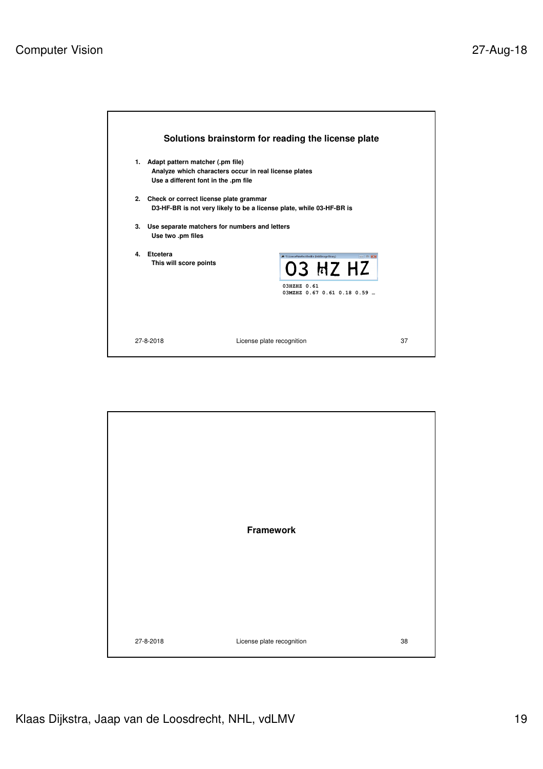## Solutions brainstorm for reading the license plate

1. **Adapt pattern matcher (.pm file)**
   - Analyze which characters occur in real license plates
   - Use a different font in the .pm file
2. **Check or correct license plate grammar**
   - D3-HF-BR is not very likely to be a license plate, while 03-HF-BR is
3. **Use separate matchers for numbers and letters**
   - Use two .pm files
4. **Etcetera**
   - This will score points

```
03HZHZ 0.61
03MZHZ 0.67 0.61 0.18 0.59 …
```

27-8-2018 License plate recognition 37

---

## Framework

27-8-2018 License plate recognition 38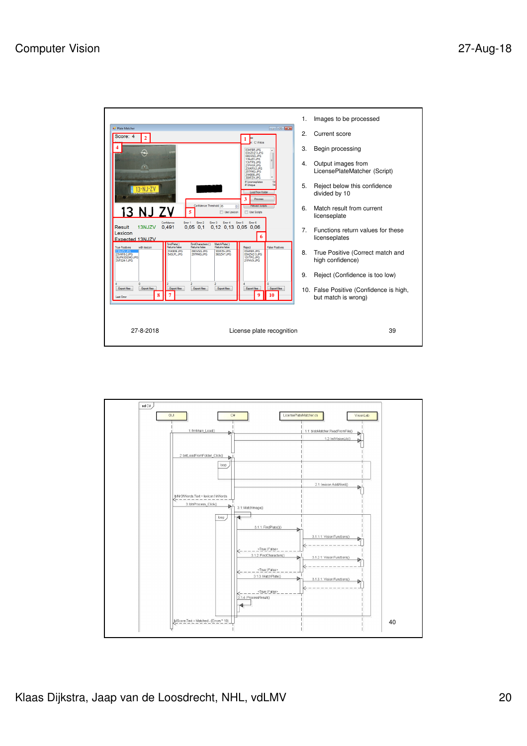1. Images to be processed
2. Current score
3. Begin processing
4. Output images from LicensePlateMatcher (Script)
5. Reject below this confidence divided by 10
6. Match result from current licenseplate
7. Functions return values for these licenseplates
8. True Positive (Correct match and high confidence)
9. Reject (Confidence is too low)
10. False Positive (Confidence is high, but match is wrong)

27-8-2018 License plate recognition 39

40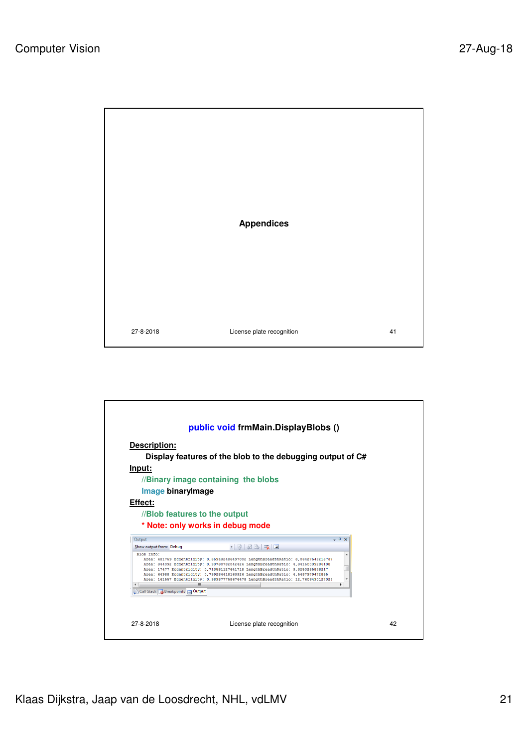## Appendices

---

### public void frmMain.DisplayBlobs ()

**Description:**

Display features of the blob to the debugging output of C#

**Input:**

```
//Binary image containing  the blobs
Image binaryImage
```

**Effect:**

```
//Blob features to the output
```

* Note: only works in debug mode

```
Output
Show output from: Debug
Blob Info:
    Area: 681759 Eccentricity: 0,559432486437002 LengthBreadthRatio: 3,06427648213737
    Area: 344092 Eccentricity: 0,93730782042426 LengthBreadthRatio: 4,34180039286108
    Area: 17477 Eccentricity: 0,718531127641718 LengthBreadthRatio: 8,8250235848217
    Area: 64988 Eccentricity: 0,799284418163826 LengthBreadthRatio: 4,5437979472855
    Area: 161557 Eccentricity: 0,989877758676478 LengthBreadthRatio: 12,7606490127024
```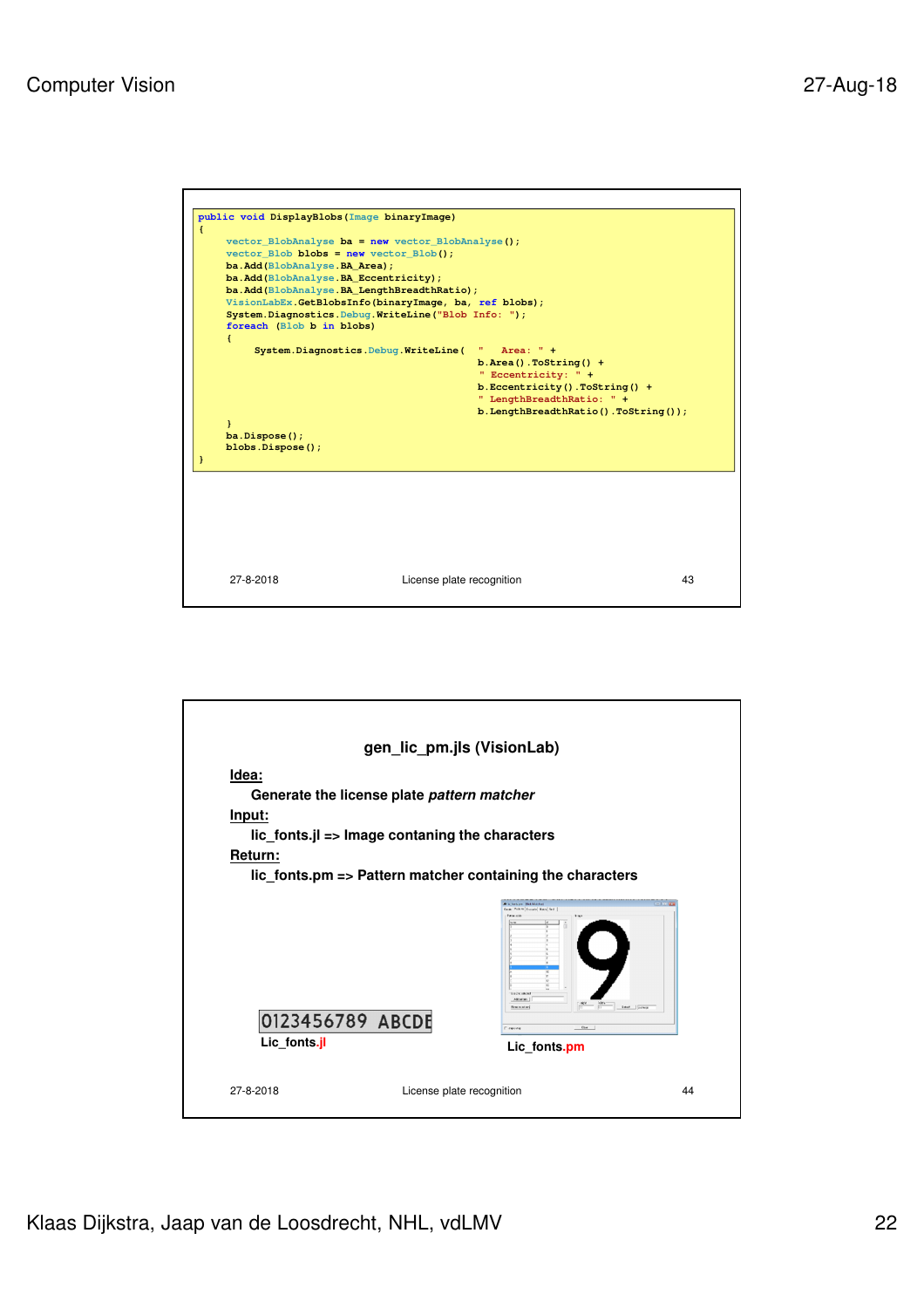```
public void DisplayBlobs(Image binaryImage)
{
    vector_BlobAnalyse ba = new vector_BlobAnalyse();
    vector_Blob blobs = new vector_Blob();
    ba.Add(BlobAnalyse.BA_Area);
    ba.Add(BlobAnalyse.BA_Eccentricity);
    ba.Add(BlobAnalyse.BA_LengthBreadthRatio);
    VisionLabEx.GetBlobsInfo(binaryImage, ba, ref blobs);
    System.Diagnostics.Debug.WriteLine("Blob Info: ");
    foreach (Blob b in blobs)
    {
        System.Diagnostics.Debug.WriteLine(  "   Area: " +
                                             b.Area().ToString() +
                                             " Eccentricity: " +
                                             b.Eccentricity().ToString() +
                                             " LengthBreadthRatio: " +
                                             b.LengthBreadthRatio().ToString());
    }
    ba.Dispose();
    blobs.Dispose();
}
```

27-8-2018 License plate recognition 43

## gen_lic_pm.jls (VisionLab)

**Idea:**

**Generate the license plate *pattern matcher***

**Input:**

**lic_fonts.jl => Image contaning the characters**

**Return:**

**lic_fonts.pm => Pattern matcher containing the characters**

0123456789 ABCDE

**Lic_fonts.jl**

**Lic_fonts.pm**

27-8-2018 License plate recognition 44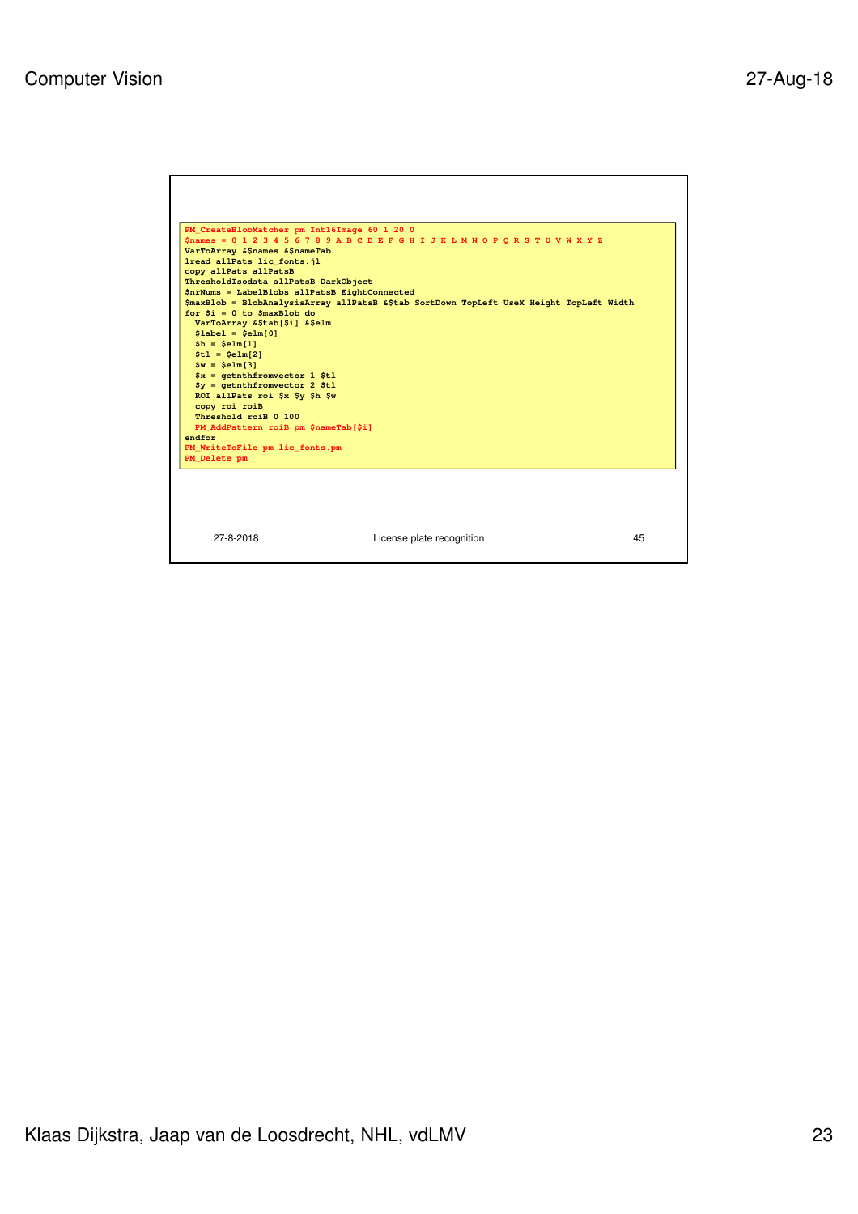```
PM_CreateBlobMatcher pm Int16Image 60 1 20 0
$names = 0 1 2 3 4 5 6 7 8 9 A B C D E F G H I J K L M N O P Q R S T U V W X Y Z
VarToArray &$names &$nameTab
lread allPats lic_fonts.jl
copy allPats allPatsB
ThresholdIsodata allPatsB DarkObject
$nrNums = LabelBlobs allPatsB EightConnected
$maxBlob = BlobAnalysisArray allPatsB &$tab SortDown TopLeft UseX Height TopLeft Width
for $i = 0 to $maxBlob do
  VarToArray &$tab[$i] &$elm
  $label = $elm[0]
  $h = $elm[1]
  $tl = $elm[2]
  $w = $elm[3]
  $x = getnthfromvector 1 $tl
  $y = getnthfromvector 2 $tl
  ROI allPats roi $x $y $h $w
  copy roi roiB
  Threshold roiB 0 100
  PM_AddPattern roiB pm $nameTab[$i]
endfor
PM_WriteToFile pm lic_fonts.pm
PM_Delete pm
```

27-8-2018 License plate recognition 45